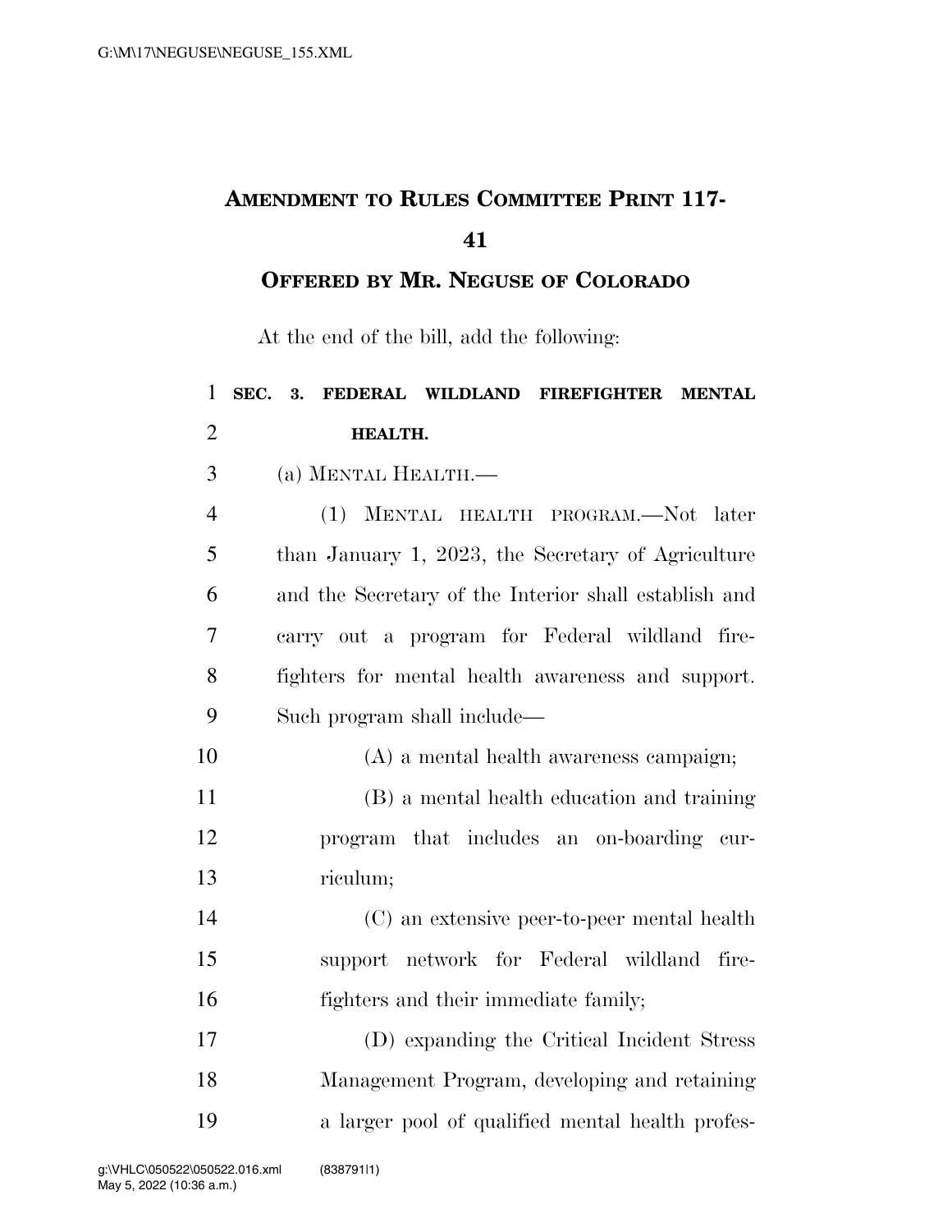# AMENDMENT TO RULES COMMITTEE PRINT 117-41

## OFFERED BY MR. NEGUSE OF COLORADO

At the end of the bill, add the following:

**SEC. 3. FEDERAL WILDLAND FIREFIGHTER MENTAL HEALTH.**

(a) MENTAL HEALTH.—

(1) MENTAL HEALTH PROGRAM.—Not later than January 1, 2023, the Secretary of Agriculture and the Secretary of the Interior shall establish and carry out a program for Federal wildland firefighters for mental health awareness and support. Such program shall include—

(A) a mental health awareness campaign;

(B) a mental health education and training program that includes an on-boarding curriculum;

(C) an extensive peer-to-peer mental health support network for Federal wildland firefighters and their immediate family;

(D) expanding the Critical Incident Stress Management Program, developing and retaining a larger pool of qualified mental health profes-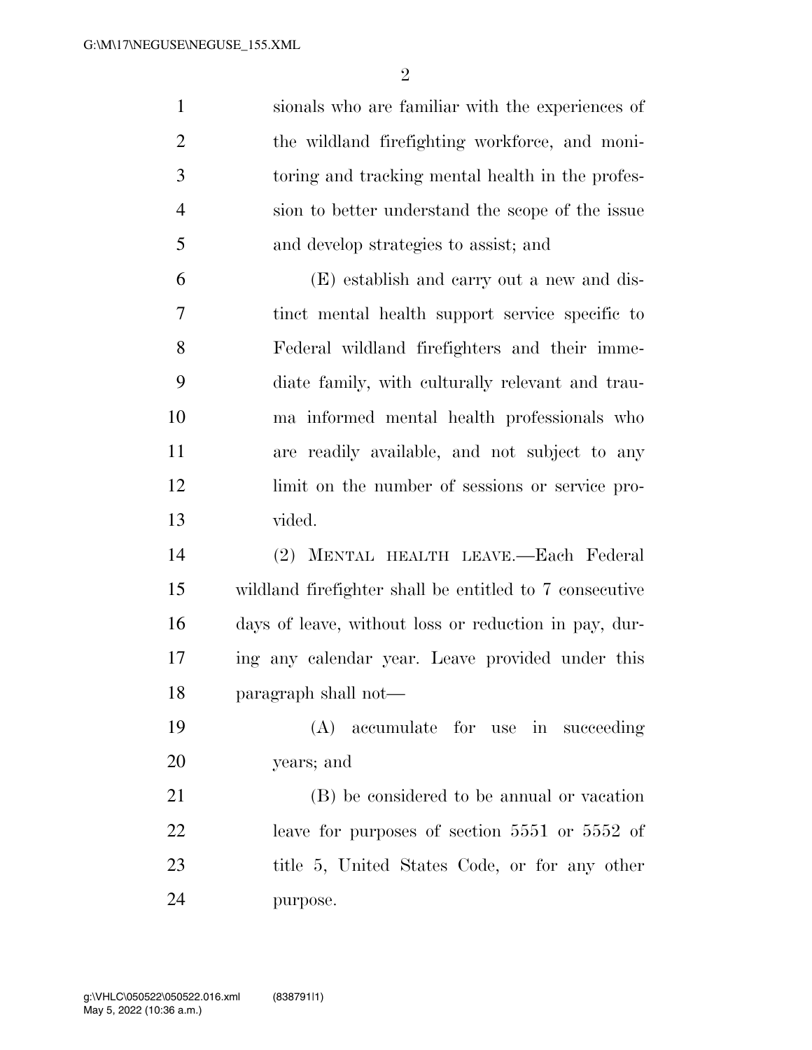sionals who are familiar with the experiences of the wildland firefighting workforce, and monitoring and tracking mental health in the profession to better understand the scope of the issue and develop strategies to assist; and

(E) establish and carry out a new and distinct mental health support service specific to Federal wildland firefighters and their immediate family, with culturally relevant and trauma informed mental health professionals who are readily available, and not subject to any limit on the number of sessions or service provided.

(2) MENTAL HEALTH LEAVE.—Each Federal wildland firefighter shall be entitled to 7 consecutive days of leave, without loss or reduction in pay, during any calendar year. Leave provided under this paragraph shall not—

(A) accumulate for use in succeeding years; and

(B) be considered to be annual or vacation leave for purposes of section 5551 or 5552 of title 5, United States Code, or for any other purpose.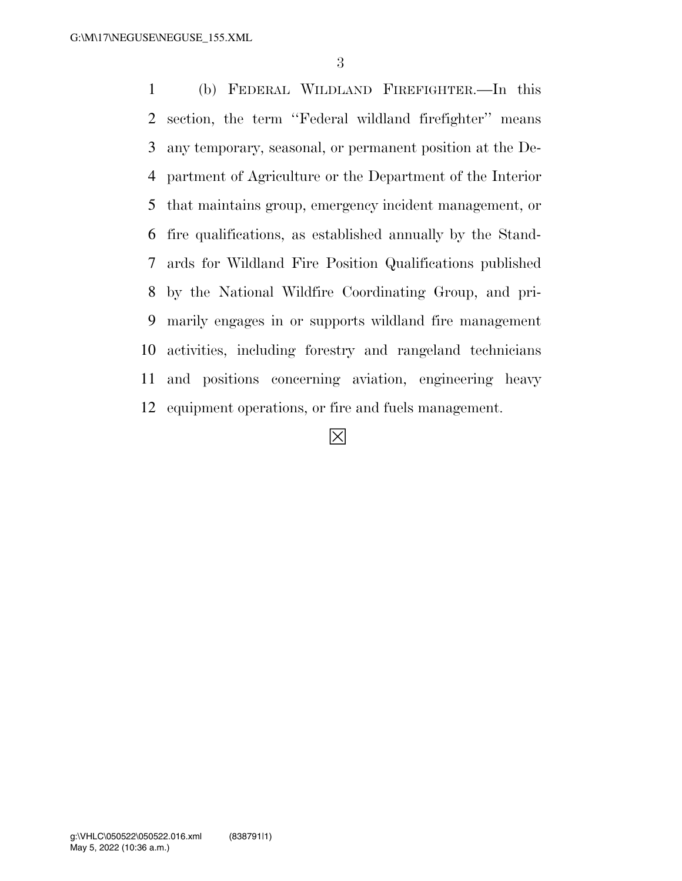(b) FEDERAL WILDLAND FIREFIGHTER.—In this section, the term ''Federal wildland firefighter'' means any temporary, seasonal, or permanent position at the Department of Agriculture or the Department of the Interior that maintains group, emergency incident management, or fire qualifications, as established annually by the Standards for Wildland Fire Position Qualifications published by the National Wildfire Coordinating Group, and primarily engages in or supports wildland fire management activities, including forestry and rangeland technicians and positions concerning aviation, engineering heavy equipment operations, or fire and fuels management.